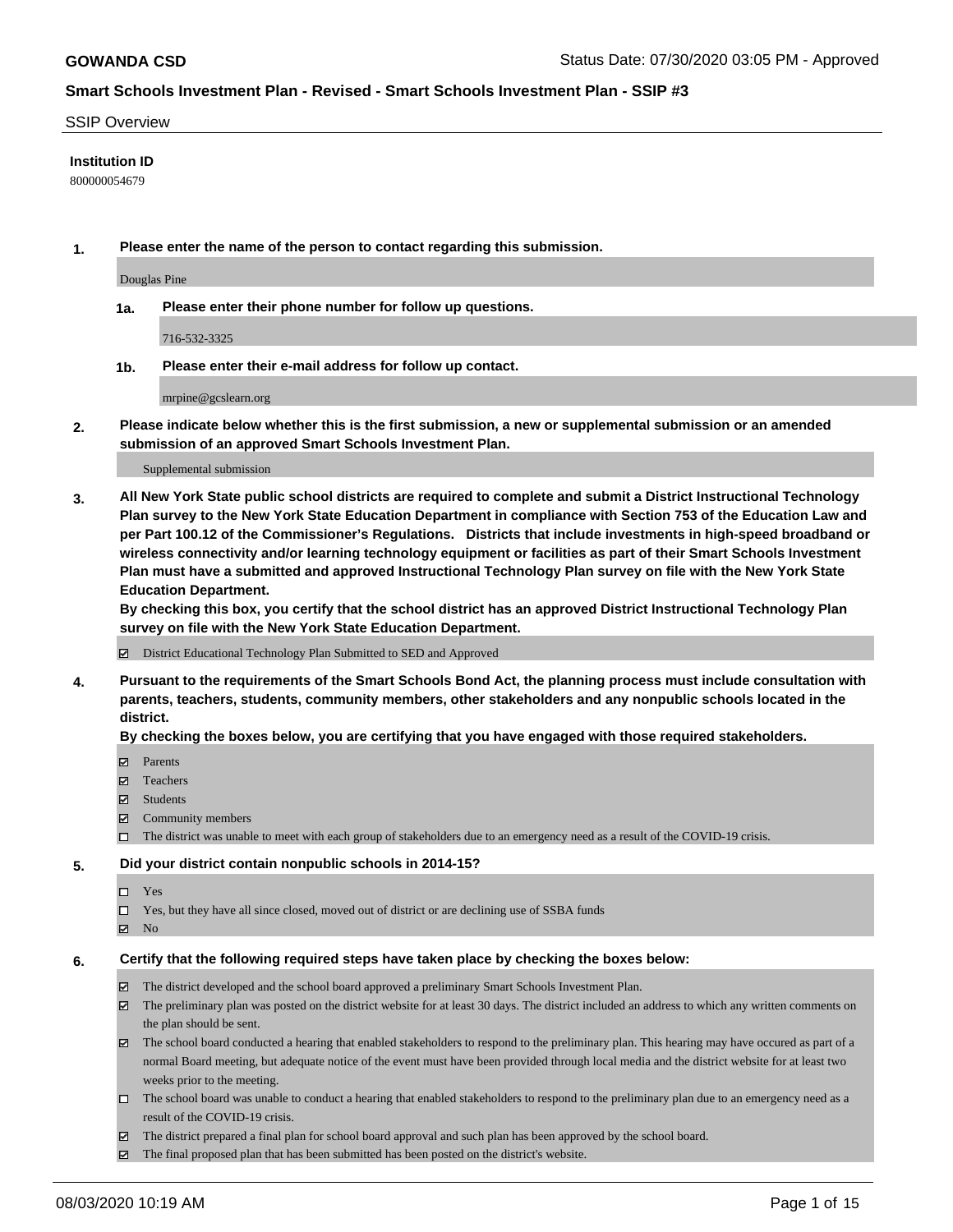## SSIP Overview

**Institution ID**

800000054679

**1. Please enter the name of the person to contact regarding this submission.**

Douglas Pine

**1a. Please enter their phone number for follow up questions.**

716-532-3325

**1b. Please enter their e-mail address for follow up contact.**

mrpine@gcslearn.org

**2. Please indicate below whether this is the first submission, a new or supplemental submission or an amended submission of an approved Smart Schools Investment Plan.**

Supplemental submission

**3. All New York State public school districts are required to complete and submit a District Instructional Technology Plan survey to the New York State Education Department in compliance with Section 753 of the Education Law and per Part 100.12 of the Commissioner's Regulations. Districts that include investments in high-speed broadband or wireless connectivity and/or learning technology equipment or facilities as part of their Smart Schools Investment Plan must have a submitted and approved Instructional Technology Plan survey on file with the New York State Education Department.**

**By checking this box, you certify that the school district has an approved District Instructional Technology Plan survey on file with the New York State Education Department.**

- [x] District Educational Technology Plan Submitted to SED and Approved

**4. Pursuant to the requirements of the Smart Schools Bond Act, the planning process must include consultation with parents, teachers, students, community members, other stakeholders and any nonpublic schools located in the district.**

**By checking the boxes below, you are certifying that you have engaged with those required stakeholders.**

- [x] Parents
- [x] Teachers
- [x] Students
- [x] Community members
- [ ] The district was unable to meet with each group of stakeholders due to an emergency need as a result of the COVID-19 crisis.

**5. Did your district contain nonpublic schools in 2014-15?**

- [ ] Yes
- [ ] Yes, but they have all since closed, moved out of district or are declining use of SSBA funds
- [x] No

**6. Certify that the following required steps have taken place by checking the boxes below:**

- [x] The district developed and the school board approved a preliminary Smart Schools Investment Plan.
- [x] The preliminary plan was posted on the district website for at least 30 days. The district included an address to which any written comments on the plan should be sent.
- [x] The school board conducted a hearing that enabled stakeholders to respond to the preliminary plan. This hearing may have occured as part of a normal Board meeting, but adequate notice of the event must have been provided through local media and the district website for at least two weeks prior to the meeting.
- [ ] The school board was unable to conduct a hearing that enabled stakeholders to respond to the preliminary plan due to an emergency need as a result of the COVID-19 crisis.
- [x] The district prepared a final plan for school board approval and such plan has been approved by the school board.
- [x] The final proposed plan that has been submitted has been posted on the district's website.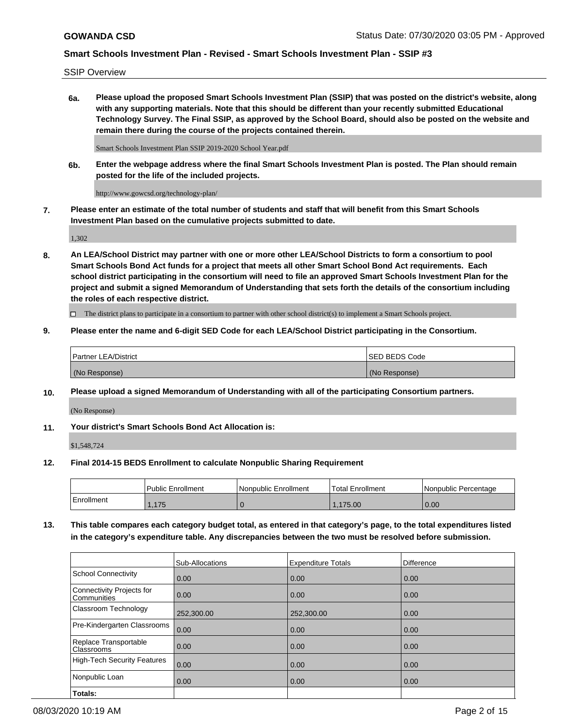SSIP Overview

**6a. Please upload the proposed Smart Schools Investment Plan (SSIP) that was posted on the district's website, along with any supporting materials. Note that this should be different than your recently submitted Educational Technology Survey. The Final SSIP, as approved by the School Board, should also be posted on the website and remain there during the course of the projects contained therein.**

Smart Schools Investment Plan SSIP 2019-2020 School Year.pdf

**6b. Enter the webpage address where the final Smart Schools Investment Plan is posted. The Plan should remain posted for the life of the included projects.**

http://www.gowcsd.org/technology-plan/

**7. Please enter an estimate of the total number of students and staff that will benefit from this Smart Schools Investment Plan based on the cumulative projects submitted to date.**

1,302

**8. An LEA/School District may partner with one or more other LEA/School Districts to form a consortium to pool Smart Schools Bond Act funds for a project that meets all other Smart School Bond Act requirements. Each school district participating in the consortium will need to file an approved Smart Schools Investment Plan for the project and submit a signed Memorandum of Understanding that sets forth the details of the consortium including the roles of each respective district.**

☐ The district plans to participate in a consortium to partner with other school district(s) to implement a Smart Schools project.

**9. Please enter the name and 6-digit SED Code for each LEA/School District participating in the Consortium.**

| Partner LEA/District | SED BEDS Code |
|---|---|
| (No Response) | (No Response) |

**10. Please upload a signed Memorandum of Understanding with all of the participating Consortium partners.**

(No Response)

**11. Your district's Smart Schools Bond Act Allocation is:**

$1,548,724

**12. Final 2014-15 BEDS Enrollment to calculate Nonpublic Sharing Requirement**

| | Public Enrollment | Nonpublic Enrollment | Total Enrollment | Nonpublic Percentage |
|---|---|---|---|---|
| Enrollment | 1,175 | 0 | 1,175.00 | 0.00 |

**13. This table compares each category budget total, as entered in that category's page, to the total expenditures listed in the category's expenditure table. Any discrepancies between the two must be resolved before submission.**

| | Sub-Allocations | Expenditure Totals | Difference |
|---|---|---|---|
| School Connectivity | 0.00 | 0.00 | 0.00 |
| Connectivity Projects for Communities | 0.00 | 0.00 | 0.00 |
| Classroom Technology | 252,300.00 | 252,300.00 | 0.00 |
| Pre-Kindergarten Classrooms | 0.00 | 0.00 | 0.00 |
| Replace Transportable Classrooms | 0.00 | 0.00 | 0.00 |
| High-Tech Security Features | 0.00 | 0.00 | 0.00 |
| Nonpublic Loan | 0.00 | 0.00 | 0.00 |
| **Totals:** | | | |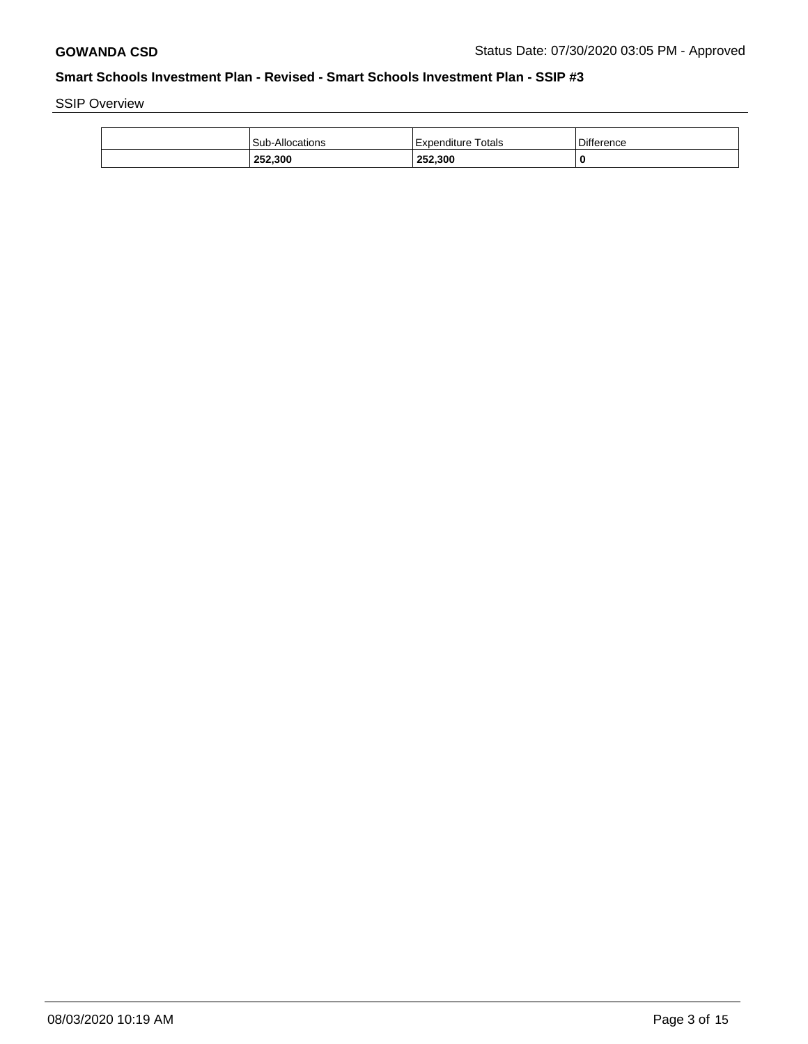## Smart Schools Investment Plan - Revised - Smart Schools Investment Plan - SSIP #3

SSIP Overview

| | Sub-Allocations | Expenditure Totals | Difference |
|---|---|---|---|
| | **252,300** | **252,300** | **0** |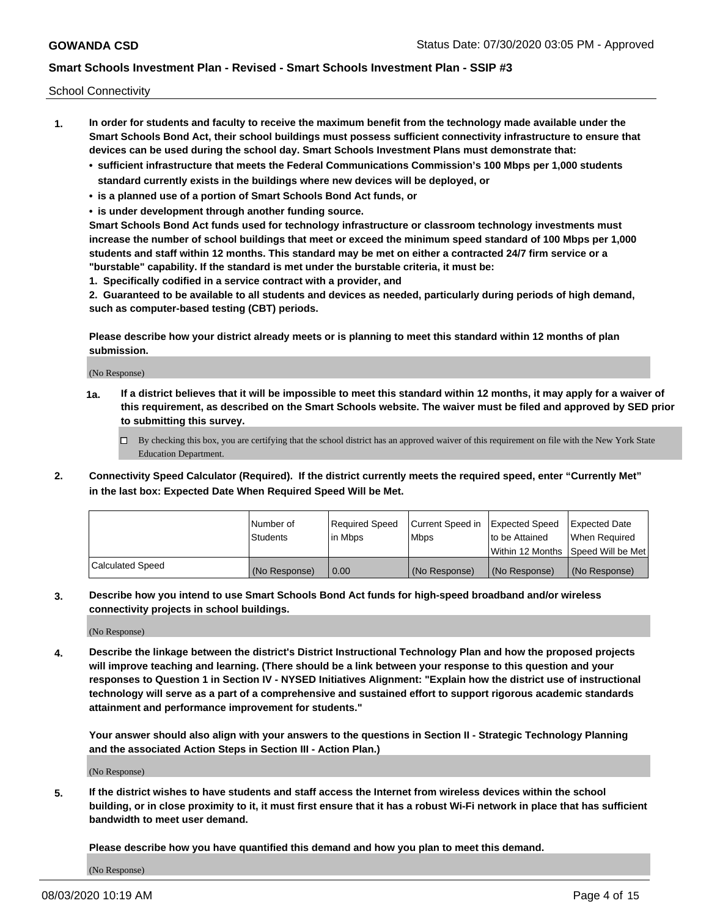School Connectivity

1. **In order for students and faculty to receive the maximum benefit from the technology made available under the Smart Schools Bond Act, their school buildings must possess sufficient connectivity infrastructure to ensure that devices can be used during the school day. Smart Schools Investment Plans must demonstrate that:**
   - **sufficient infrastructure that meets the Federal Communications Commission's 100 Mbps per 1,000 students standard currently exists in the buildings where new devices will be deployed, or**
   - **is a planned use of a portion of Smart Schools Bond Act funds, or**
   - **is under development through another funding source.**

   **Smart Schools Bond Act funds used for technology infrastructure or classroom technology investments must increase the number of school buildings that meet or exceed the minimum speed standard of 100 Mbps per 1,000 students and staff within 12 months. This standard may be met on either a contracted 24/7 firm service or a "burstable" capability. If the standard is met under the burstable criteria, it must be:**

   **1. Specifically codified in a service contract with a provider, and**

   **2. Guaranteed to be available to all students and devices as needed, particularly during periods of high demand, such as computer-based testing (CBT) periods.**

   **Please describe how your district already meets or is planning to meet this standard within 12 months of plan submission.**

   (No Response)

   **1a. If a district believes that it will be impossible to meet this standard within 12 months, it may apply for a waiver of this requirement, as described on the Smart Schools website. The waiver must be filed and approved by SED prior to submitting this survey.**

   ☐ By checking this box, you are certifying that the school district has an approved waiver of this requirement on file with the New York State Education Department.

2. **Connectivity Speed Calculator (Required). If the district currently meets the required speed, enter "Currently Met" in the last box: Expected Date When Required Speed Will be Met.**

| | Number of Students | Required Speed in Mbps | Current Speed in Mbps | Expected Speed to be Attained Within 12 Months | Expected Date When Required Speed Will be Met |
|---|---|---|---|---|---|
| Calculated Speed | (No Response) | 0.00 | (No Response) | (No Response) | (No Response) |

3. **Describe how you intend to use Smart Schools Bond Act funds for high-speed broadband and/or wireless connectivity projects in school buildings.**

   (No Response)

4. **Describe the linkage between the district's District Instructional Technology Plan and how the proposed projects will improve teaching and learning. (There should be a link between your response to this question and your responses to Question 1 in Section IV - NYSED Initiatives Alignment: "Explain how the district use of instructional technology will serve as a part of a comprehensive and sustained effort to support rigorous academic standards attainment and performance improvement for students."**

   **Your answer should also align with your answers to the questions in Section II - Strategic Technology Planning and the associated Action Steps in Section III - Action Plan.)**

   (No Response)

5. **If the district wishes to have students and staff access the Internet from wireless devices within the school building, or in close proximity to it, it must first ensure that it has a robust Wi-Fi network in place that has sufficient bandwidth to meet user demand.**

   **Please describe how you have quantified this demand and how you plan to meet this demand.**

   (No Response)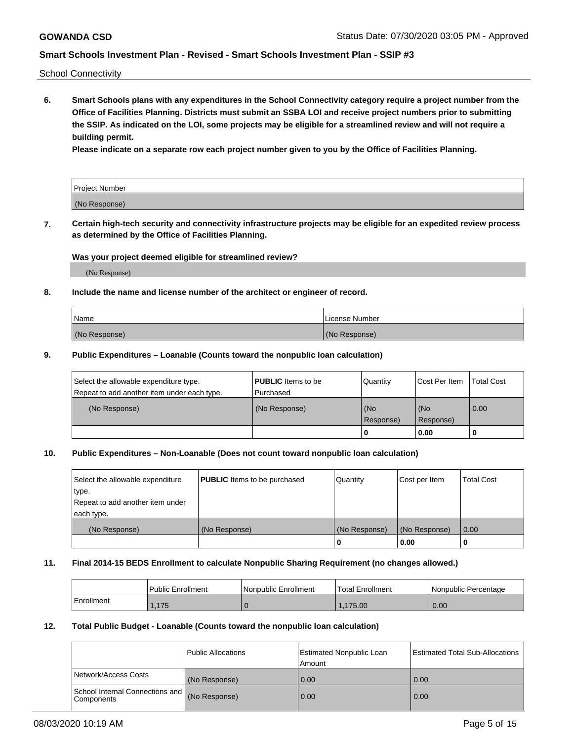School Connectivity

**6. Smart Schools plans with any expenditures in the School Connectivity category require a project number from the Office of Facilities Planning. Districts must submit an SSBA LOI and receive project numbers prior to submitting the SSIP. As indicated on the LOI, some projects may be eligible for a streamlined review and will not require a building permit.**

**Please indicate on a separate row each project number given to you by the Office of Facilities Planning.**

| Project Number |
| --- |
| (No Response) |

**7. Certain high-tech security and connectivity infrastructure projects may be eligible for an expedited review process as determined by the Office of Facilities Planning.**

**Was your project deemed eligible for streamlined review?**

(No Response)

**8. Include the name and license number of the architect or engineer of record.**

| Name | License Number |
| --- | --- |
| (No Response) | (No Response) |

**9. Public Expenditures – Loanable (Counts toward the nonpublic loan calculation)**

| Select the allowable expenditure type. Repeat to add another item under each type. | **PUBLIC** Items to be Purchased | Quantity | Cost Per Item | Total Cost |
| --- | --- | --- | --- | --- |
| (No Response) | (No Response) | (No Response) | (No Response) | 0.00 |
| | | 0 | 0.00 | 0 |

**10. Public Expenditures – Non-Loanable (Does not count toward nonpublic loan calculation)**

| Select the allowable expenditure type. Repeat to add another item under each type. | **PUBLIC** Items to be purchased | Quantity | Cost per Item | Total Cost |
| --- | --- | --- | --- | --- |
| (No Response) | (No Response) | (No Response) | (No Response) | 0.00 |
| | | 0 | 0.00 | 0 |

**11. Final 2014-15 BEDS Enrollment to calculate Nonpublic Sharing Requirement (no changes allowed.)**

| | Public Enrollment | Nonpublic Enrollment | Total Enrollment | Nonpublic Percentage |
| --- | --- | --- | --- | --- |
| Enrollment | 1,175 | 0 | 1,175.00 | 0.00 |

**12. Total Public Budget - Loanable (Counts toward the nonpublic loan calculation)**

| | Public Allocations | Estimated Nonpublic Loan Amount | Estimated Total Sub-Allocations |
| --- | --- | --- | --- |
| Network/Access Costs | (No Response) | 0.00 | 0.00 |
| School Internal Connections and Components | (No Response) | 0.00 | 0.00 |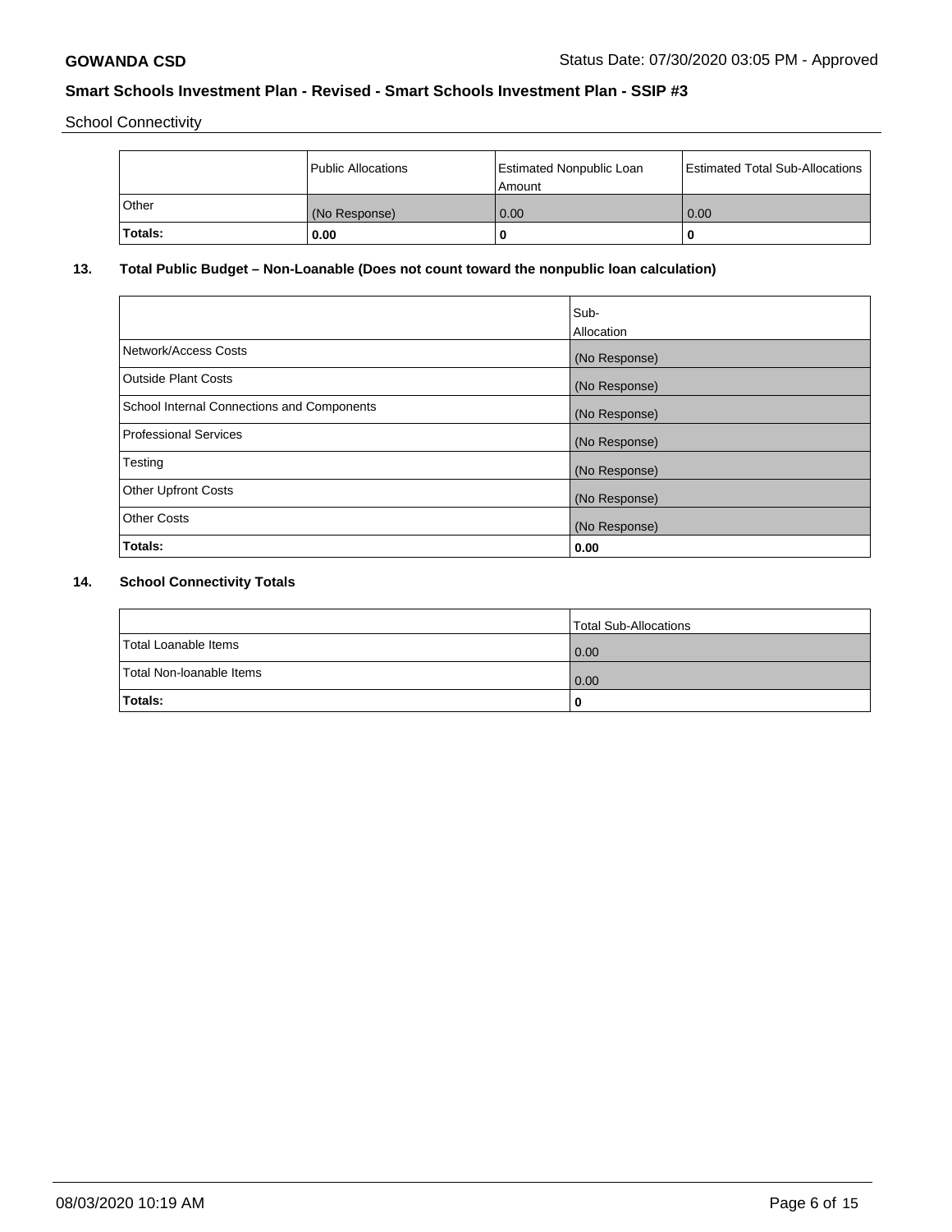School Connectivity

| | Public Allocations | Estimated Nonpublic Loan Amount | Estimated Total Sub-Allocations |
|---|---|---|---|
| Other | (No Response) | 0.00 | 0.00 |
| **Totals:** | **0.00** | **0** | **0** |

### 13. Total Public Budget – Non-Loanable (Does not count toward the nonpublic loan calculation)

| | Sub-Allocation |
|---|---|
| Network/Access Costs | (No Response) |
| Outside Plant Costs | (No Response) |
| School Internal Connections and Components | (No Response) |
| Professional Services | (No Response) |
| Testing | (No Response) |
| Other Upfront Costs | (No Response) |
| Other Costs | (No Response) |
| **Totals:** | **0.00** |

### 14. School Connectivity Totals

| | Total Sub-Allocations |
|---|---|
| Total Loanable Items | 0.00 |
| Total Non-loanable Items | 0.00 |
| **Totals:** | **0** |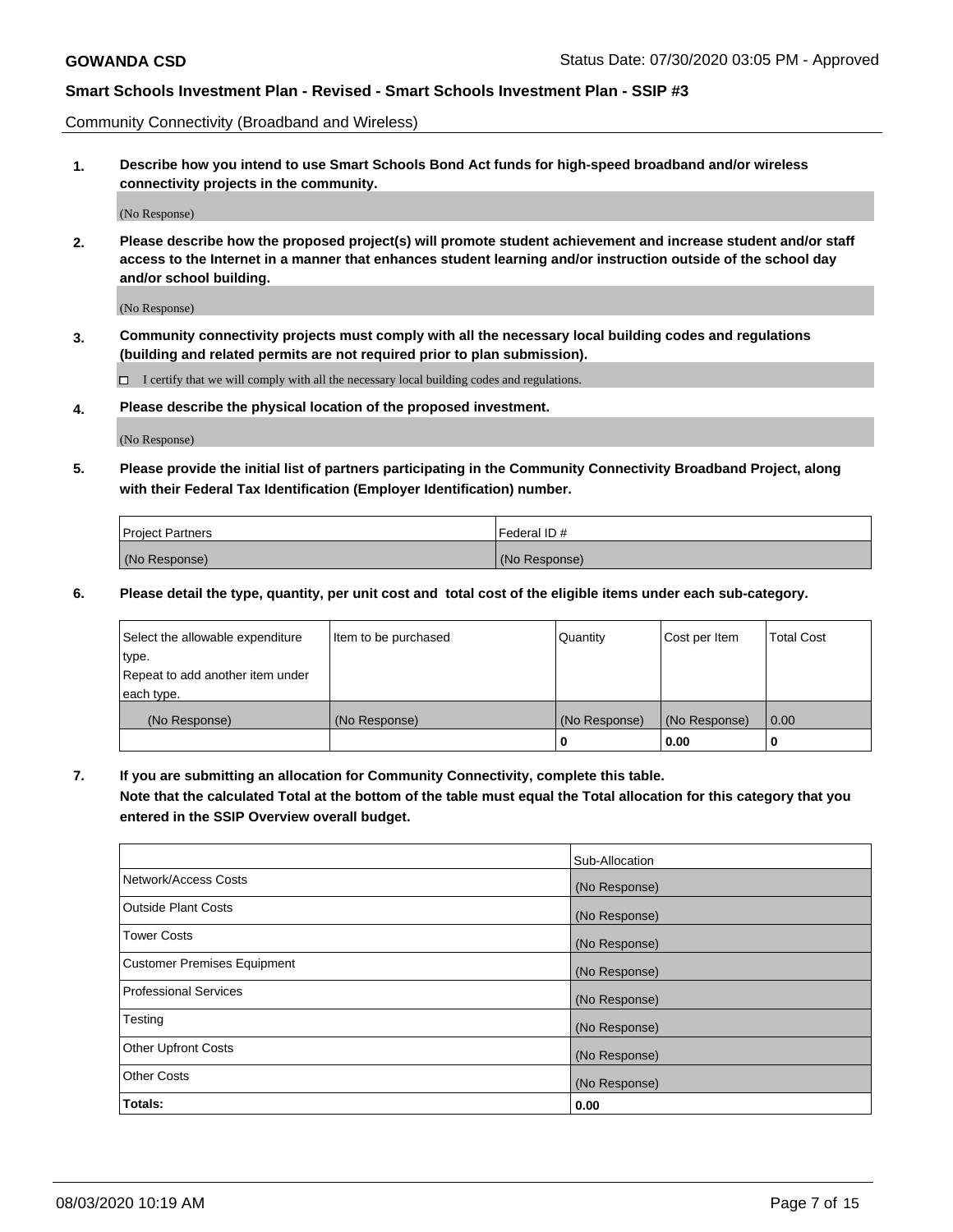Community Connectivity (Broadband and Wireless)

**1. Describe how you intend to use Smart Schools Bond Act funds for high-speed broadband and/or wireless connectivity projects in the community.**

(No Response)

**2. Please describe how the proposed project(s) will promote student achievement and increase student and/or staff access to the Internet in a manner that enhances student learning and/or instruction outside of the school day and/or school building.**

(No Response)

**3. Community connectivity projects must comply with all the necessary local building codes and regulations (building and related permits are not required prior to plan submission).**

☐ I certify that we will comply with all the necessary local building codes and regulations.

**4. Please describe the physical location of the proposed investment.**

(No Response)

**5. Please provide the initial list of partners participating in the Community Connectivity Broadband Project, along with their Federal Tax Identification (Employer Identification) number.**

| Project Partners | Federal ID # |
|---|---|
| (No Response) | (No Response) |

**6. Please detail the type, quantity, per unit cost and total cost of the eligible items under each sub-category.**

| Select the allowable expenditure type. Repeat to add another item under each type. | Item to be purchased | Quantity | Cost per Item | Total Cost |
|---|---|---|---|---|
| (No Response) | (No Response) | (No Response) | (No Response) | 0.00 |
| | | 0 | 0.00 | 0 |

**7. If you are submitting an allocation for Community Connectivity, complete this table. Note that the calculated Total at the bottom of the table must equal the Total allocation for this category that you entered in the SSIP Overview overall budget.**

| | Sub-Allocation |
|---|---|
| Network/Access Costs | (No Response) |
| Outside Plant Costs | (No Response) |
| Tower Costs | (No Response) |
| Customer Premises Equipment | (No Response) |
| Professional Services | (No Response) |
| Testing | (No Response) |
| Other Upfront Costs | (No Response) |
| Other Costs | (No Response) |
| **Totals:** | **0.00** |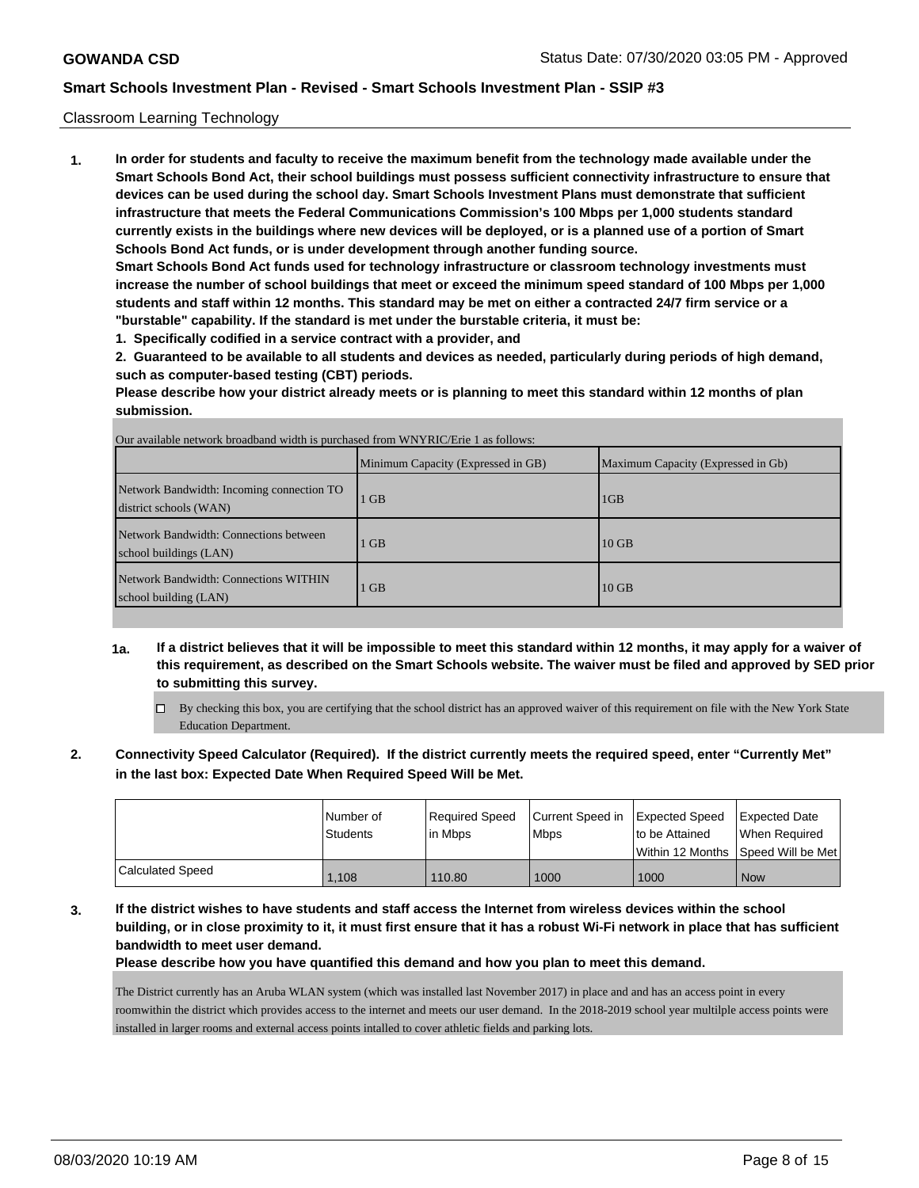**GOWANDA CSD** Status Date: 07/30/2020 03:05 PM - Approved

**Smart Schools Investment Plan - Revised - Smart Schools Investment Plan - SSIP #3**

Classroom Learning Technology

**1. In order for students and faculty to receive the maximum benefit from the technology made available under the Smart Schools Bond Act, their school buildings must possess sufficient connectivity infrastructure to ensure that devices can be used during the school day. Smart Schools Investment Plans must demonstrate that sufficient infrastructure that meets the Federal Communications Commission's 100 Mbps per 1,000 students standard currently exists in the buildings where new devices will be deployed, or is a planned use of a portion of Smart Schools Bond Act funds, or is under development through another funding source.**

**Smart Schools Bond Act funds used for technology infrastructure or classroom technology investments must increase the number of school buildings that meet or exceed the minimum speed standard of 100 Mbps per 1,000 students and staff within 12 months. This standard may be met on either a contracted 24/7 firm service or a "burstable" capability. If the standard is met under the burstable criteria, it must be:**

**1. Specifically codified in a service contract with a provider, and**

**2. Guaranteed to be available to all students and devices as needed, particularly during periods of high demand, such as computer-based testing (CBT) periods.**

**Please describe how your district already meets or is planning to meet this standard within 12 months of plan submission.**

Our available network broadband width is purchased from WNYRIC/Erie 1 as follows:

| | Minimum Capacity (Expressed in GB) | Maximum Capacity (Expressed in Gb) |
|---|---|---|
| Network Bandwidth: Incoming connection TO district schools (WAN) | 1 GB | 1GB |
| Network Bandwidth: Connections between school buildings (LAN) | 1 GB | 10 GB |
| Network Bandwidth: Connections WITHIN school building (LAN) | 1 GB | 10 GB |

**1a. If a district believes that it will be impossible to meet this standard within 12 months, it may apply for a waiver of this requirement, as described on the Smart Schools website. The waiver must be filed and approved by SED prior to submitting this survey.**

☐ By checking this box, you are certifying that the school district has an approved waiver of this requirement on file with the New York State Education Department.

**2. Connectivity Speed Calculator (Required). If the district currently meets the required speed, enter "Currently Met" in the last box: Expected Date When Required Speed Will be Met.**

| | Number of Students | Required Speed in Mbps | Current Speed in Mbps | Expected Speed to be Attained Within 12 Months | Expected Date When Required Speed Will be Met |
|---|---|---|---|---|---|
| Calculated Speed | 1,108 | 110.80 | 1000 | 1000 | Now |

**3. If the district wishes to have students and staff access the Internet from wireless devices within the school building, or in close proximity to it, it must first ensure that it has a robust Wi-Fi network in place that has sufficient bandwidth to meet user demand.**

**Please describe how you have quantified this demand and how you plan to meet this demand.**

The District currently has an Aruba WLAN system (which was installed last November 2017) in place and and has an access point in every roomwithin the district which provides access to the internet and meets our user demand. In the 2018-2019 school year multilple access points were installed in larger rooms and external access points intalled to cover athletic fields and parking lots.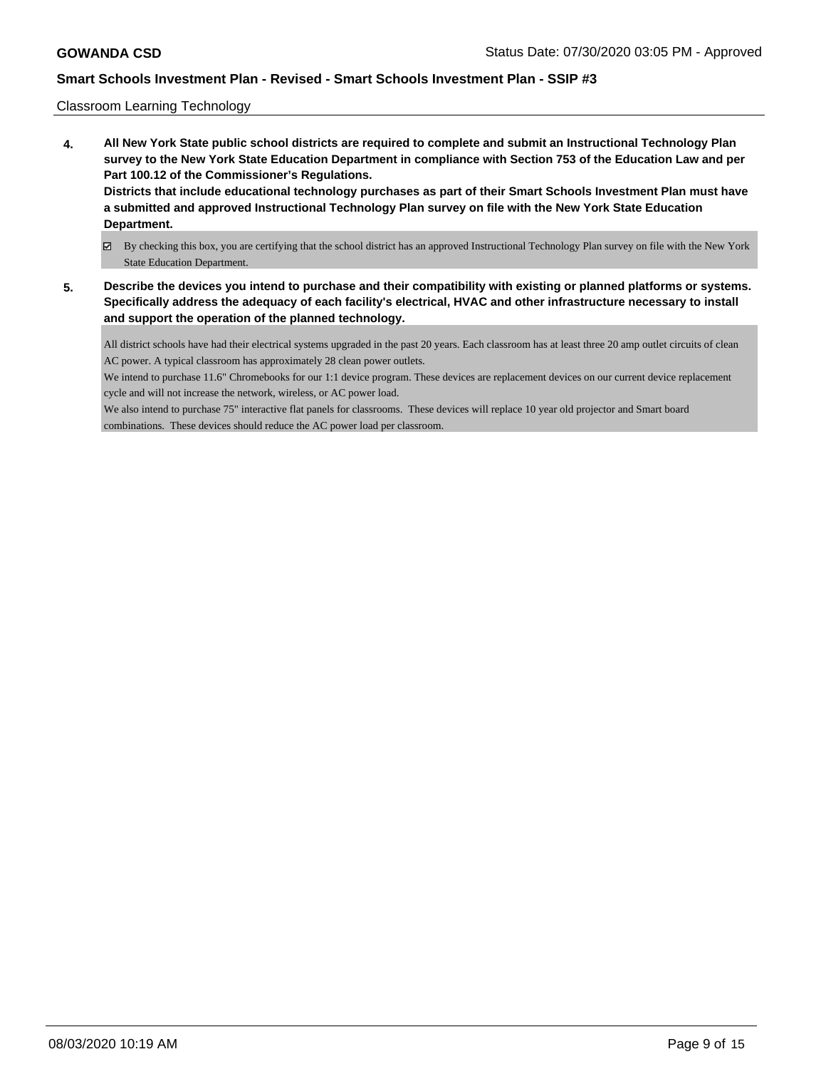Classroom Learning Technology

**4. All New York State public school districts are required to complete and submit an Instructional Technology Plan survey to the New York State Education Department in compliance with Section 753 of the Education Law and per Part 100.12 of the Commissioner's Regulations.**
**Districts that include educational technology purchases as part of their Smart Schools Investment Plan must have a submitted and approved Instructional Technology Plan survey on file with the New York State Education Department.**

☑ By checking this box, you are certifying that the school district has an approved Instructional Technology Plan survey on file with the New York State Education Department.

**5. Describe the devices you intend to purchase and their compatibility with existing or planned platforms or systems. Specifically address the adequacy of each facility's electrical, HVAC and other infrastructure necessary to install and support the operation of the planned technology.**

All district schools have had their electrical systems upgraded in the past 20 years. Each classroom has at least three 20 amp outlet circuits of clean AC power. A typical classroom has approximately 28 clean power outlets.
We intend to purchase 11.6" Chromebooks for our 1:1 device program. These devices are replacement devices on our current device replacement cycle and will not increase the network, wireless, or AC power load.
We also intend to purchase 75" interactive flat panels for classrooms. These devices will replace 10 year old projector and Smart board combinations. These devices should reduce the AC power load per classroom.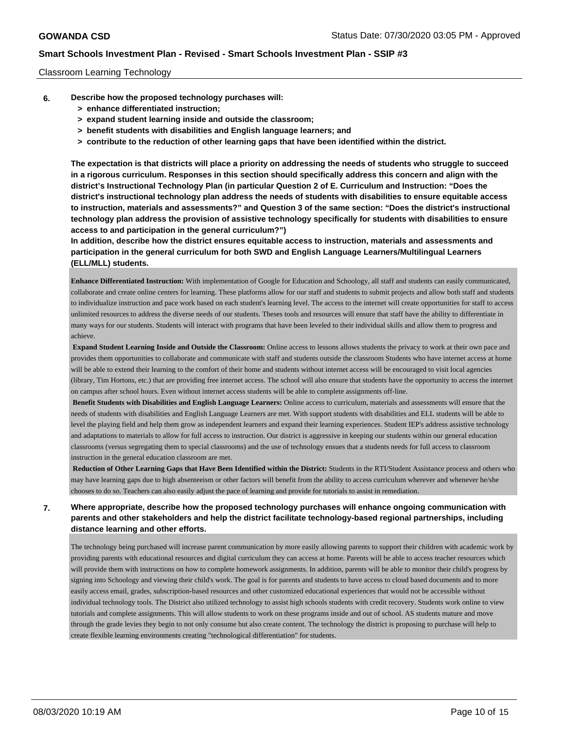Classroom Learning Technology

**6. Describe how the proposed technology purchases will:**

- **> enhance differentiated instruction;**
- **> expand student learning inside and outside the classroom;**
- **> benefit students with disabilities and English language learners; and**
- **> contribute to the reduction of other learning gaps that have been identified within the district.**

**The expectation is that districts will place a priority on addressing the needs of students who struggle to succeed in a rigorous curriculum. Responses in this section should specifically address this concern and align with the district's Instructional Technology Plan (in particular Question 2 of E. Curriculum and Instruction: "Does the district's instructional technology plan address the needs of students with disabilities to ensure equitable access to instruction, materials and assessments?" and Question 3 of the same section: "Does the district's instructional technology plan address the provision of assistive technology specifically for students with disabilities to ensure access to and participation in the general curriculum?")**

**In addition, describe how the district ensures equitable access to instruction, materials and assessments and participation in the general curriculum for both SWD and English Language Learners/Multilingual Learners (ELL/MLL) students.**

**Enhance Differentiated Instruction:** With implementation of Google for Education and Schoology, all staff and students can easily communicated, collaborate and create online centers for learning. These platforms allow for our staff and students to submit projects and allow both staff and students to individualize instruction and pace work based on each student's learning level. The access to the internet will create opportunities for staff to access unlimited resources to address the diverse needs of our students. Theses tools and resources will ensure that staff have the ability to differentiate in many ways for our students. Students will interact with programs that have been leveled to their individual skills and allow them to progress and achieve.

**Expand Student Learning Inside and Outside the Classroom:** Online access to lessons allows students the privacy to work at their own pace and provides them opportunities to collaborate and communicate with staff and students outside the classroom Students who have internet access at home will be able to extend their learning to the comfort of their home and students without internet access will be encouraged to visit local agencies (library, Tim Hortons, etc.) that are providing free internet access. The school will also ensure that students have the opportunity to access the internet on campus after school hours. Even without internet access students will be able to complete assignments off-line.

**Benefit Students with Disabilities and English Language Learners:** Online access to curriculum, materials and assessments will ensure that the needs of students with disabilities and English Language Learners are met. With support students with disabilities and ELL students will be able to level the playing field and help them grow as independent learners and expand their learning experiences. Student IEP's address assistive technology and adaptations to materials to allow for full access to instruction. Our district is aggressive in keeping our students within our general education classrooms (versus segregating them to special classrooms) and the use of technology ensues that a students needs for full access to classroom instruction in the general education classroom are met.

**Reduction of Other Learning Gaps that Have Been Identified within the District:** Students in the RTI/Student Assistance process and others who may have learning gaps due to high absenteeism or other factors will benefit from the ability to access curriculum wherever and whenever he/she chooses to do so. Teachers can also easily adjust the pace of learning and provide for tutorials to assist in remediation.

**7. Where appropriate, describe how the proposed technology purchases will enhance ongoing communication with parents and other stakeholders and help the district facilitate technology-based regional partnerships, including distance learning and other efforts.**

The technology being purchased will increase parent communication by more easily allowing parents to support their children with academic work by providing parents with educational resources and digital curriculum they can access at home. Parents will be able to access teacher resources which will provide them with instructions on how to complete homework assignments. In addition, parents will be able to monitor their child's progress by signing into Schoology and viewing their child's work. The goal is for parents and students to have access to cloud based documents and to more easily access email, grades, subscription-based resources and other customized educational experiences that would not be accessible without individual technology tools. The District also utilized technology to assist high schools students with credit recovery. Students work online to view tutorials and complete assignments. This will allow students to work on these programs inside and out of school. AS students mature and move through the grade levies they begin to not only consume but also create content. The technology the district is proposing to purchase will help to create flexible learning environments creating "technological differentiation" for students.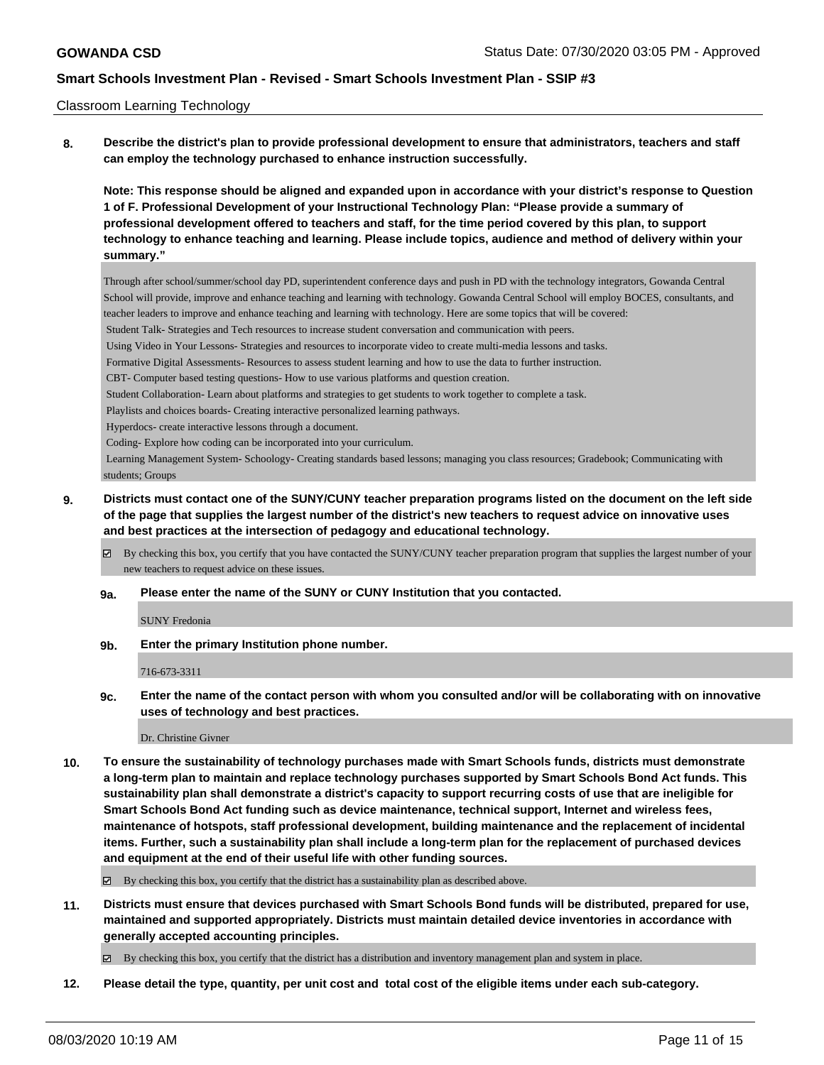Classroom Learning Technology

**8. Describe the district's plan to provide professional development to ensure that administrators, teachers and staff can employ the technology purchased to enhance instruction successfully.**

**Note: This response should be aligned and expanded upon in accordance with your district's response to Question 1 of F. Professional Development of your Instructional Technology Plan: "Please provide a summary of professional development offered to teachers and staff, for the time period covered by this plan, to support technology to enhance teaching and learning. Please include topics, audience and method of delivery within your summary."**

Through after school/summer/school day PD, superintendent conference days and push in PD with the technology integrators, Gowanda Central School will provide, improve and enhance teaching and learning with technology. Gowanda Central School will employ BOCES, consultants, and teacher leaders to improve and enhance teaching and learning with technology. Here are some topics that will be covered:

Student Talk- Strategies and Tech resources to increase student conversation and communication with peers.

Using Video in Your Lessons- Strategies and resources to incorporate video to create multi-media lessons and tasks.

Formative Digital Assessments- Resources to assess student learning and how to use the data to further instruction.

CBT- Computer based testing questions- How to use various platforms and question creation.

Student Collaboration- Learn about platforms and strategies to get students to work together to complete a task.

Playlists and choices boards- Creating interactive personalized learning pathways.

Hyperdocs- create interactive lessons through a document.

Coding- Explore how coding can be incorporated into your curriculum.

Learning Management System- Schoology- Creating standards based lessons; managing you class resources; Gradebook; Communicating with students; Groups

**9. Districts must contact one of the SUNY/CUNY teacher preparation programs listed on the document on the left side of the page that supplies the largest number of the district's new teachers to request advice on innovative uses and best practices at the intersection of pedagogy and educational technology.**

☑ By checking this box, you certify that you have contacted the SUNY/CUNY teacher preparation program that supplies the largest number of your new teachers to request advice on these issues.

**9a. Please enter the name of the SUNY or CUNY Institution that you contacted.**

SUNY Fredonia

**9b. Enter the primary Institution phone number.**

716-673-3311

**9c. Enter the name of the contact person with whom you consulted and/or will be collaborating with on innovative uses of technology and best practices.**

Dr. Christine Givner

**10. To ensure the sustainability of technology purchases made with Smart Schools funds, districts must demonstrate a long-term plan to maintain and replace technology purchases supported by Smart Schools Bond Act funds. This sustainability plan shall demonstrate a district's capacity to support recurring costs of use that are ineligible for Smart Schools Bond Act funding such as device maintenance, technical support, Internet and wireless fees, maintenance of hotspots, staff professional development, building maintenance and the replacement of incidental items. Further, such a sustainability plan shall include a long-term plan for the replacement of purchased devices and equipment at the end of their useful life with other funding sources.**

☑ By checking this box, you certify that the district has a sustainability plan as described above.

**11. Districts must ensure that devices purchased with Smart Schools Bond funds will be distributed, prepared for use, maintained and supported appropriately. Districts must maintain detailed device inventories in accordance with generally accepted accounting principles.**

☑ By checking this box, you certify that the district has a distribution and inventory management plan and system in place.

**12. Please detail the type, quantity, per unit cost and total cost of the eligible items under each sub-category.**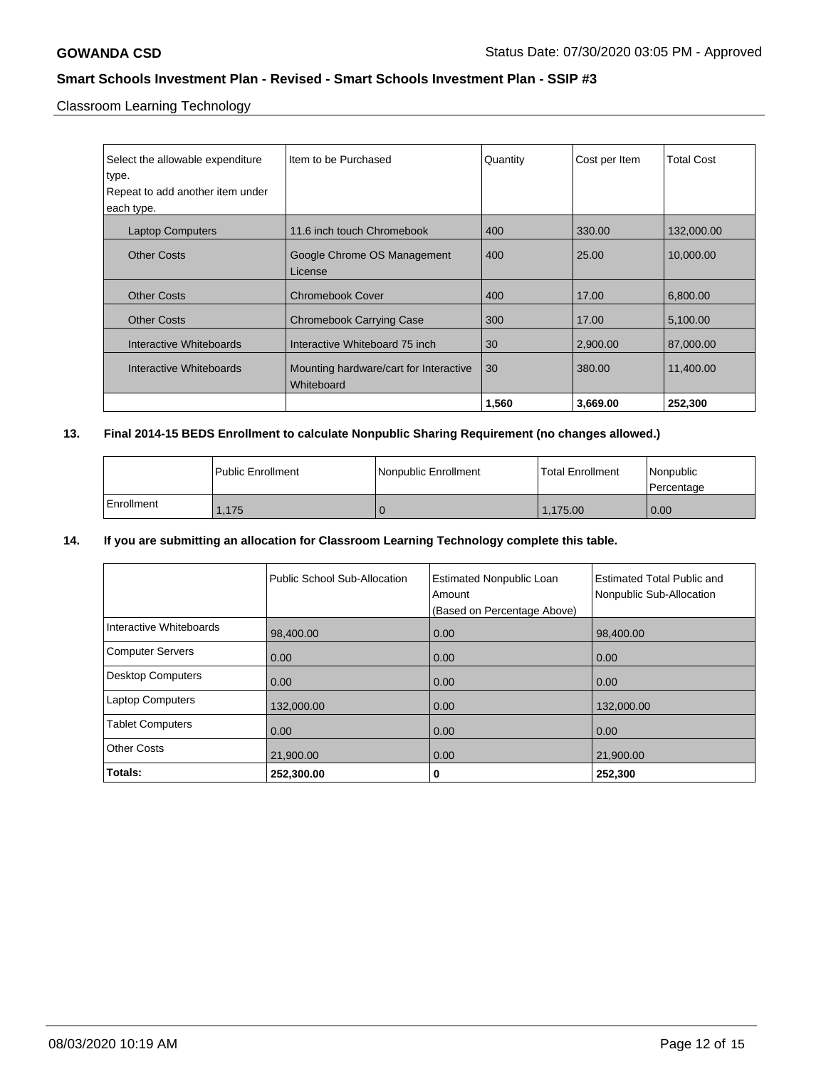Classroom Learning Technology

| Select the allowable expenditure type. Repeat to add another item under each type. | Item to be Purchased | Quantity | Cost per Item | Total Cost |
|---|---|---|---|---|
| Laptop Computers | 11.6 inch touch Chromebook | 400 | 330.00 | 132,000.00 |
| Other Costs | Google Chrome OS Management License | 400 | 25.00 | 10,000.00 |
| Other Costs | Chromebook Cover | 400 | 17.00 | 6,800.00 |
| Other Costs | Chromebook Carrying Case | 300 | 17.00 | 5,100.00 |
| Interactive Whiteboards | Interactive Whiteboard 75 inch | 30 | 2,900.00 | 87,000.00 |
| Interactive Whiteboards | Mounting hardware/cart for Interactive Whiteboard | 30 | 380.00 | 11,400.00 |
| | | **1,560** | **3,669.00** | **252,300** |

**13. Final 2014-15 BEDS Enrollment to calculate Nonpublic Sharing Requirement (no changes allowed.)**

| | Public Enrollment | Nonpublic Enrollment | Total Enrollment | Nonpublic Percentage |
|---|---|---|---|---|
| Enrollment | 1,175 | 0 | 1,175.00 | 0.00 |

**14. If you are submitting an allocation for Classroom Learning Technology complete this table.**

| | Public School Sub-Allocation | Estimated Nonpublic Loan Amount (Based on Percentage Above) | Estimated Total Public and Nonpublic Sub-Allocation |
|---|---|---|---|
| Interactive Whiteboards | 98,400.00 | 0.00 | 98,400.00 |
| Computer Servers | 0.00 | 0.00 | 0.00 |
| Desktop Computers | 0.00 | 0.00 | 0.00 |
| Laptop Computers | 132,000.00 | 0.00 | 132,000.00 |
| Tablet Computers | 0.00 | 0.00 | 0.00 |
| Other Costs | 21,900.00 | 0.00 | 21,900.00 |
| **Totals:** | **252,300.00** | **0** | **252,300** |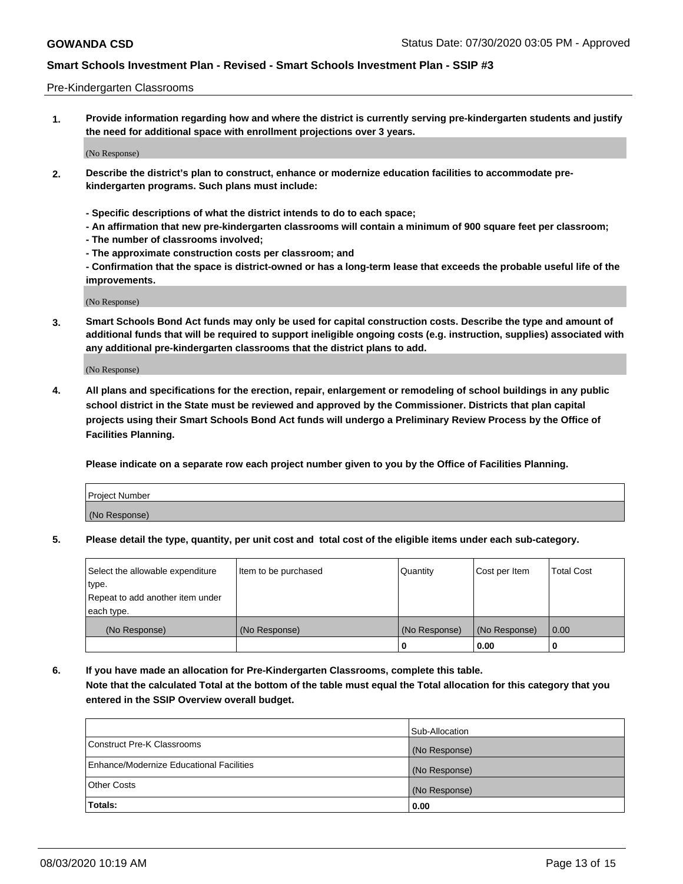Pre-Kindergarten Classrooms

**1. Provide information regarding how and where the district is currently serving pre-kindergarten students and justify the need for additional space with enrollment projections over 3 years.**

(No Response)

**2. Describe the district's plan to construct, enhance or modernize education facilities to accommodate pre-kindergarten programs. Such plans must include:**

**- Specific descriptions of what the district intends to do to each space;**
**- An affirmation that new pre-kindergarten classrooms will contain a minimum of 900 square feet per classroom;**
**- The number of classrooms involved;**
**- The approximate construction costs per classroom; and**
**- Confirmation that the space is district-owned or has a long-term lease that exceeds the probable useful life of the improvements.**

(No Response)

**3. Smart Schools Bond Act funds may only be used for capital construction costs. Describe the type and amount of additional funds that will be required to support ineligible ongoing costs (e.g. instruction, supplies) associated with any additional pre-kindergarten classrooms that the district plans to add.**

(No Response)

**4. All plans and specifications for the erection, repair, enlargement or remodeling of school buildings in any public school district in the State must be reviewed and approved by the Commissioner. Districts that plan capital projects using their Smart Schools Bond Act funds will undergo a Preliminary Review Process by the Office of Facilities Planning.**

**Please indicate on a separate row each project number given to you by the Office of Facilities Planning.**

| Project Number |
|---|
| (No Response) |

**5. Please detail the type, quantity, per unit cost and total cost of the eligible items under each sub-category.**

| Select the allowable expenditure type. Repeat to add another item under each type. | Item to be purchased | Quantity | Cost per Item | Total Cost |
|---|---|---|---|---|
| (No Response) | (No Response) | (No Response) | (No Response) | 0.00 |
| | | 0 | 0.00 | 0 |

**6. If you have made an allocation for Pre-Kindergarten Classrooms, complete this table.**
**Note that the calculated Total at the bottom of the table must equal the Total allocation for this category that you entered in the SSIP Overview overall budget.**

| | Sub-Allocation |
|---|---|
| Construct Pre-K Classrooms | (No Response) |
| Enhance/Modernize Educational Facilities | (No Response) |
| Other Costs | (No Response) |
| **Totals:** | **0.00** |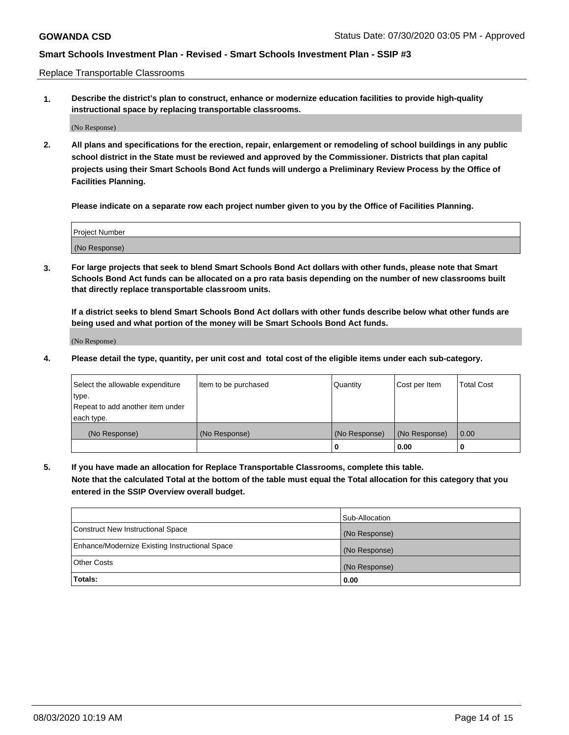Replace Transportable Classrooms

**1. Describe the district's plan to construct, enhance or modernize education facilities to provide high-quality instructional space by replacing transportable classrooms.**

(No Response)

**2. All plans and specifications for the erection, repair, enlargement or remodeling of school buildings in any public school district in the State must be reviewed and approved by the Commissioner. Districts that plan capital projects using their Smart Schools Bond Act funds will undergo a Preliminary Review Process by the Office of Facilities Planning.**

**Please indicate on a separate row each project number given to you by the Office of Facilities Planning.**

| Project Number |
| --- |
| (No Response) |

**3. For large projects that seek to blend Smart Schools Bond Act dollars with other funds, please note that Smart Schools Bond Act funds can be allocated on a pro rata basis depending on the number of new classrooms built that directly replace transportable classroom units.**

**If a district seeks to blend Smart Schools Bond Act dollars with other funds describe below what other funds are being used and what portion of the money will be Smart Schools Bond Act funds.**

(No Response)

**4. Please detail the type, quantity, per unit cost and total cost of the eligible items under each sub-category.**

| Select the allowable expenditure type. Repeat to add another item under each type. | Item to be purchased | Quantity | Cost per Item | Total Cost |
| --- | --- | --- | --- | --- |
| (No Response) | (No Response) | (No Response) | (No Response) | 0.00 |
| | | **0** | **0.00** | **0** |

**5. If you have made an allocation for Replace Transportable Classrooms, complete this table. Note that the calculated Total at the bottom of the table must equal the Total allocation for this category that you entered in the SSIP Overview overall budget.**

| | Sub-Allocation |
| --- | --- |
| Construct New Instructional Space | (No Response) |
| Enhance/Modernize Existing Instructional Space | (No Response) |
| Other Costs | (No Response) |
| **Totals:** | **0.00** |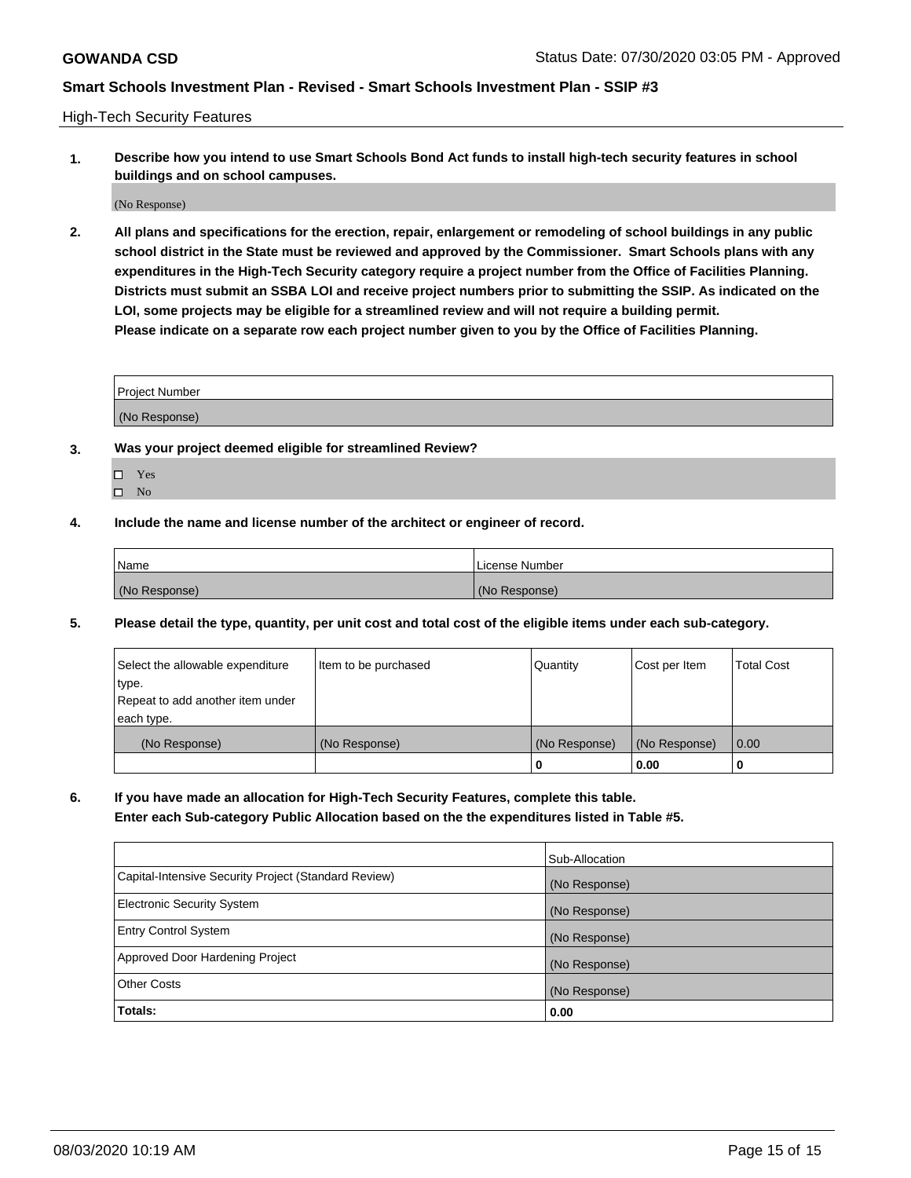High-Tech Security Features

**1. Describe how you intend to use Smart Schools Bond Act funds to install high-tech security features in school buildings and on school campuses.**

(No Response)

**2. All plans and specifications for the erection, repair, enlargement or remodeling of school buildings in any public school district in the State must be reviewed and approved by the Commissioner. Smart Schools plans with any expenditures in the High-Tech Security category require a project number from the Office of Facilities Planning. Districts must submit an SSBA LOI and receive project numbers prior to submitting the SSIP. As indicated on the LOI, some projects may be eligible for a streamlined review and will not require a building permit.**
**Please indicate on a separate row each project number given to you by the Office of Facilities Planning.**

| Project Number |
| --- |
| (No Response) |

**3. Was your project deemed eligible for streamlined Review?**

- ☐ Yes
- ☐ No

**4. Include the name and license number of the architect or engineer of record.**

| Name | License Number |
| --- | --- |
| (No Response) | (No Response) |

**5. Please detail the type, quantity, per unit cost and total cost of the eligible items under each sub-category.**

| Select the allowable expenditure type. Repeat to add another item under each type. | Item to be purchased | Quantity | Cost per Item | Total Cost |
| --- | --- | --- | --- | --- |
| (No Response) | (No Response) | (No Response) | (No Response) | 0.00 |
| | | 0 | 0.00 | 0 |

**6. If you have made an allocation for High-Tech Security Features, complete this table. Enter each Sub-category Public Allocation based on the the expenditures listed in Table #5.**

| | Sub-Allocation |
| --- | --- |
| Capital-Intensive Security Project (Standard Review) | (No Response) |
| Electronic Security System | (No Response) |
| Entry Control System | (No Response) |
| Approved Door Hardening Project | (No Response) |
| Other Costs | (No Response) |
| **Totals:** | **0.00** |